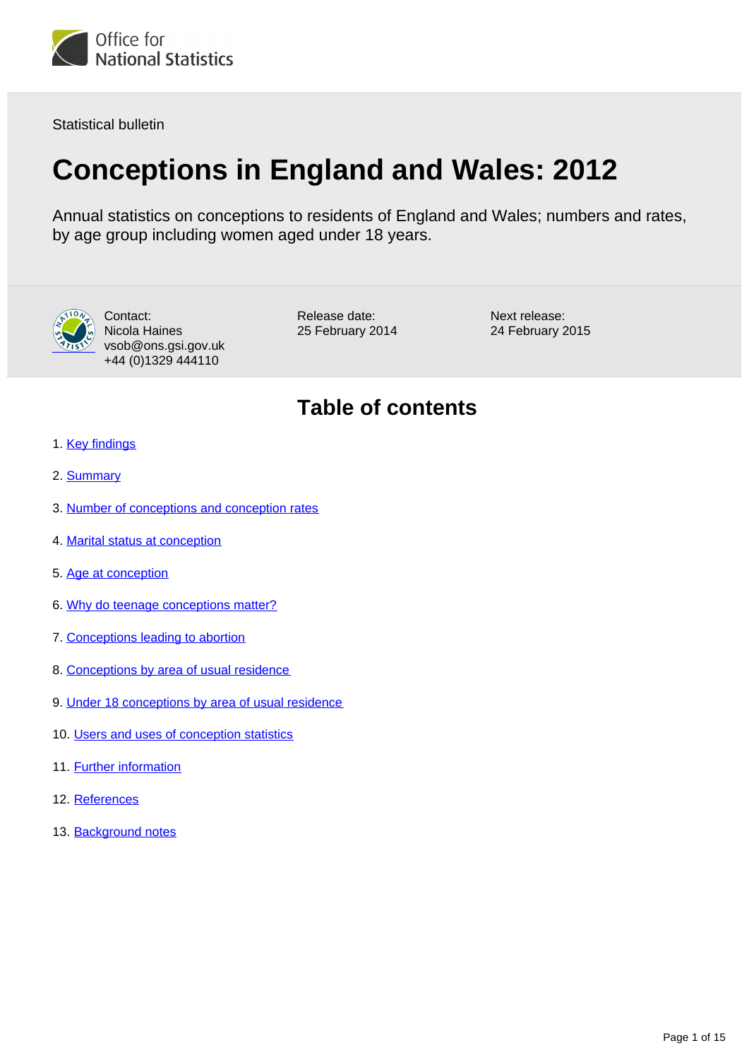Office for National Statistics

Statistical bulletin

# Conceptions in England and Wales: 2012

Annual statistics on conceptions to residents of England and Wales; numbers and rates, by age group including women aged under 18 years.

Contact:
Nicola Haines
vsob@ons.gsi.gov.uk
+44 (0)1329 444110

Release date:
25 February 2014

Next release:
24 February 2015

## Table of contents

1. Key findings
2. Summary
3. Number of conceptions and conception rates
4. Marital status at conception
5. Age at conception
6. Why do teenage conceptions matter?
7. Conceptions leading to abortion
8. Conceptions by area of usual residence
9. Under 18 conceptions by area of usual residence
10. Users and uses of conception statistics
11. Further information
12. References
13. Background notes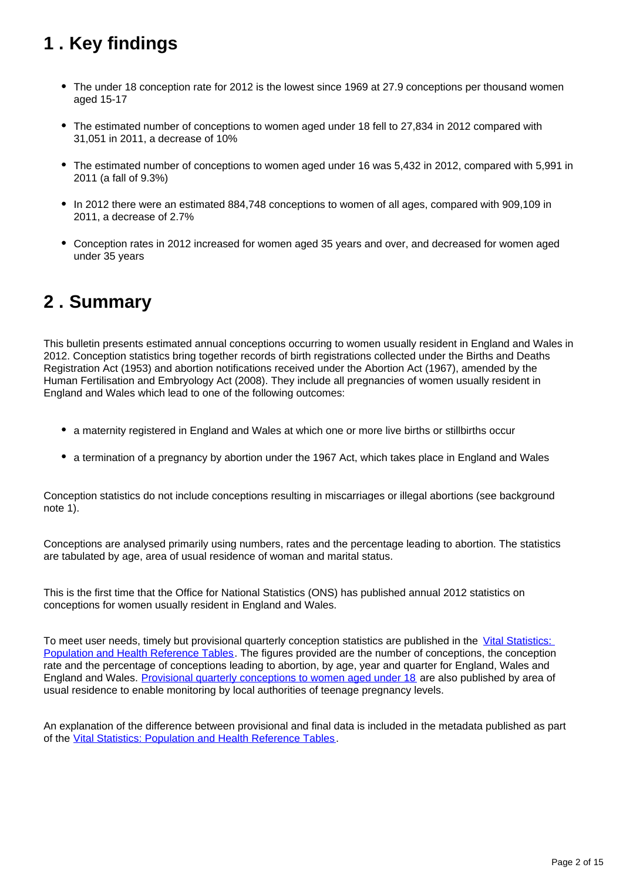## 1 . Key findings

- The under 18 conception rate for 2012 is the lowest since 1969 at 27.9 conceptions per thousand women aged 15-17
- The estimated number of conceptions to women aged under 18 fell to 27,834 in 2012 compared with 31,051 in 2011, a decrease of 10%
- The estimated number of conceptions to women aged under 16 was 5,432 in 2012, compared with 5,991 in 2011 (a fall of 9.3%)
- In 2012 there were an estimated 884,748 conceptions to women of all ages, compared with 909,109 in 2011, a decrease of 2.7%
- Conception rates in 2012 increased for women aged 35 years and over, and decreased for women aged under 35 years

## 2 . Summary

This bulletin presents estimated annual conceptions occurring to women usually resident in England and Wales in 2012. Conception statistics bring together records of birth registrations collected under the Births and Deaths Registration Act (1953) and abortion notifications received under the Abortion Act (1967), amended by the Human Fertilisation and Embryology Act (2008). They include all pregnancies of women usually resident in England and Wales which lead to one of the following outcomes:

- a maternity registered in England and Wales at which one or more live births or stillbirths occur
- a termination of a pregnancy by abortion under the 1967 Act, which takes place in England and Wales

Conception statistics do not include conceptions resulting in miscarriages or illegal abortions (see background note 1).

Conceptions are analysed primarily using numbers, rates and the percentage leading to abortion. The statistics are tabulated by age, area of usual residence of woman and marital status.

This is the first time that the Office for National Statistics (ONS) has published annual 2012 statistics on conceptions for women usually resident in England and Wales.

To meet user needs, timely but provisional quarterly conception statistics are published in the Vital Statistics: Population and Health Reference Tables. The figures provided are the number of conceptions, the conception rate and the percentage of conceptions leading to abortion, by age, year and quarter for England, Wales and England and Wales. Provisional quarterly conceptions to women aged under 18 are also published by area of usual residence to enable monitoring by local authorities of teenage pregnancy levels.

An explanation of the difference between provisional and final data is included in the metadata published as part of the Vital Statistics: Population and Health Reference Tables.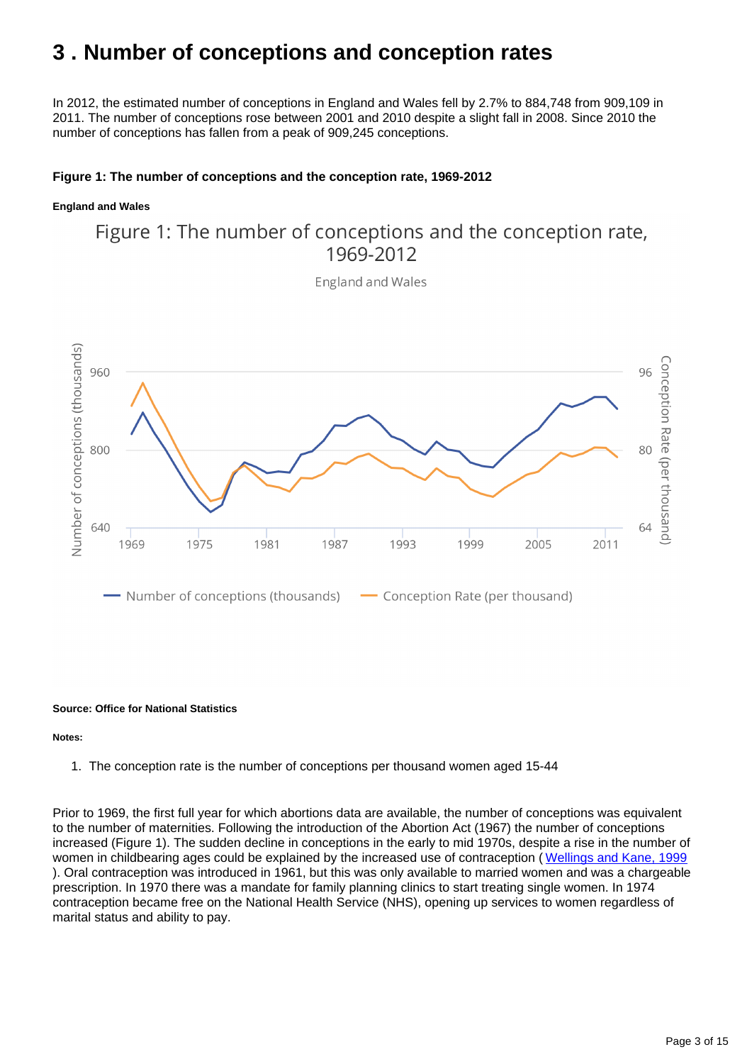# 3 . Number of conceptions and conception rates

In 2012, the estimated number of conceptions in England and Wales fell by 2.7% to 884,748 from 909,109 in 2011. The number of conceptions rose between 2001 and 2010 despite a slight fall in 2008. Since 2010 the number of conceptions has fallen from a peak of 909,245 conceptions.

**Figure 1: The number of conceptions and the conception rate, 1969-2012**

**England and Wales**

**Source: Office for National Statistics**

**Notes:**

1. The conception rate is the number of conceptions per thousand women aged 15-44

Prior to 1969, the first full year for which abortions data are available, the number of conceptions was equivalent to the number of maternities. Following the introduction of the Abortion Act (1967) the number of conceptions increased (Figure 1). The sudden decline in conceptions in the early to mid 1970s, despite a rise in the number of women in childbearing ages could be explained by the increased use of contraception ( Wellings and Kane, 1999 ). Oral contraception was introduced in 1961, but this was only available to married women and was a chargeable prescription. In 1970 there was a mandate for family planning clinics to start treating single women. In 1974 contraception became free on the National Health Service (NHS), opening up services to women regardless of marital status and ability to pay.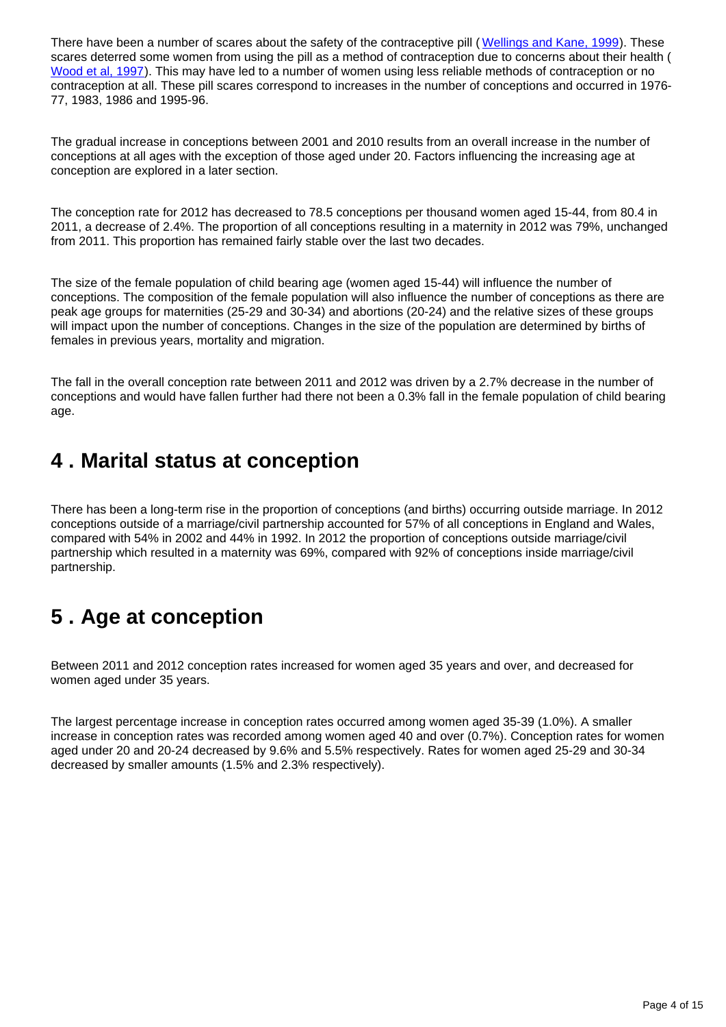There have been a number of scares about the safety of the contraceptive pill ( [Wellings and Kane, 1999](#)). These scares deterred some women from using the pill as a method of contraception due to concerns about their health ( [Wood et al, 1997](#)). This may have led to a number of women using less reliable methods of contraception or no contraception at all. These pill scares correspond to increases in the number of conceptions and occurred in 1976-77, 1983, 1986 and 1995-96.

The gradual increase in conceptions between 2001 and 2010 results from an overall increase in the number of conceptions at all ages with the exception of those aged under 20. Factors influencing the increasing age at conception are explored in a later section.

The conception rate for 2012 has decreased to 78.5 conceptions per thousand women aged 15-44, from 80.4 in 2011, a decrease of 2.4%. The proportion of all conceptions resulting in a maternity in 2012 was 79%, unchanged from 2011. This proportion has remained fairly stable over the last two decades.

The size of the female population of child bearing age (women aged 15-44) will influence the number of conceptions. The composition of the female population will also influence the number of conceptions as there are peak age groups for maternities (25-29 and 30-34) and abortions (20-24) and the relative sizes of these groups will impact upon the number of conceptions. Changes in the size of the population are determined by births of females in previous years, mortality and migration.

The fall in the overall conception rate between 2011 and 2012 was driven by a 2.7% decrease in the number of conceptions and would have fallen further had there not been a 0.3% fall in the female population of child bearing age.

## 4 . Marital status at conception

There has been a long-term rise in the proportion of conceptions (and births) occurring outside marriage. In 2012 conceptions outside of a marriage/civil partnership accounted for 57% of all conceptions in England and Wales, compared with 54% in 2002 and 44% in 1992. In 2012 the proportion of conceptions outside marriage/civil partnership which resulted in a maternity was 69%, compared with 92% of conceptions inside marriage/civil partnership.

## 5 . Age at conception

Between 2011 and 2012 conception rates increased for women aged 35 years and over, and decreased for women aged under 35 years.

The largest percentage increase in conception rates occurred among women aged 35-39 (1.0%). A smaller increase in conception rates was recorded among women aged 40 and over (0.7%). Conception rates for women aged under 20 and 20-24 decreased by 9.6% and 5.5% respectively. Rates for women aged 25-29 and 30-34 decreased by smaller amounts (1.5% and 2.3% respectively).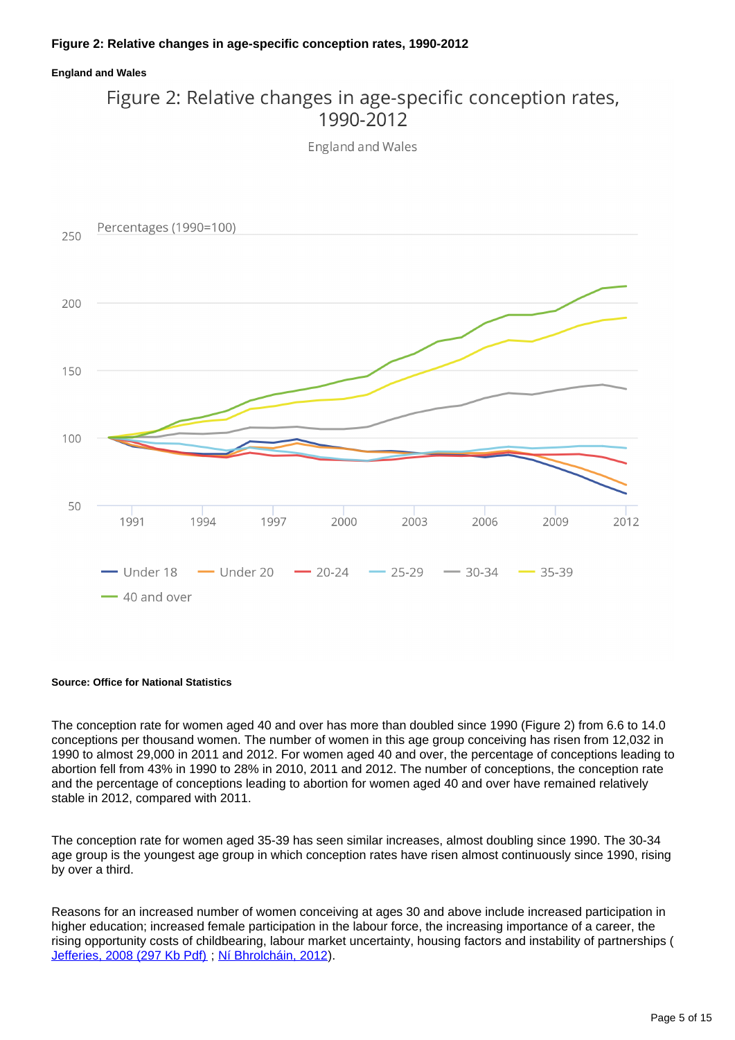**Figure 2: Relative changes in age-specific conception rates, 1990-2012**

**England and Wales**

**Source: Office for National Statistics**

The conception rate for women aged 40 and over has more than doubled since 1990 (Figure 2) from 6.6 to 14.0 conceptions per thousand women. The number of women in this age group conceiving has risen from 12,032 in 1990 to almost 29,000 in 2011 and 2012. For women aged 40 and over, the percentage of conceptions leading to abortion fell from 43% in 1990 to 28% in 2010, 2011 and 2012. The number of conceptions, the conception rate and the percentage of conceptions leading to abortion for women aged 40 and over have remained relatively stable in 2012, compared with 2011.

The conception rate for women aged 35-39 has seen similar increases, almost doubling since 1990. The 30-34 age group is the youngest age group in which conception rates have risen almost continuously since 1990, rising by over a third.

Reasons for an increased number of women conceiving at ages 30 and above include increased participation in higher education; increased female participation in the labour force, the increasing importance of a career, the rising opportunity costs of childbearing, labour market uncertainty, housing factors and instability of partnerships ( Jefferies, 2008 (297 Kb Pdf) ; Ní Bhrolcháin, 2012).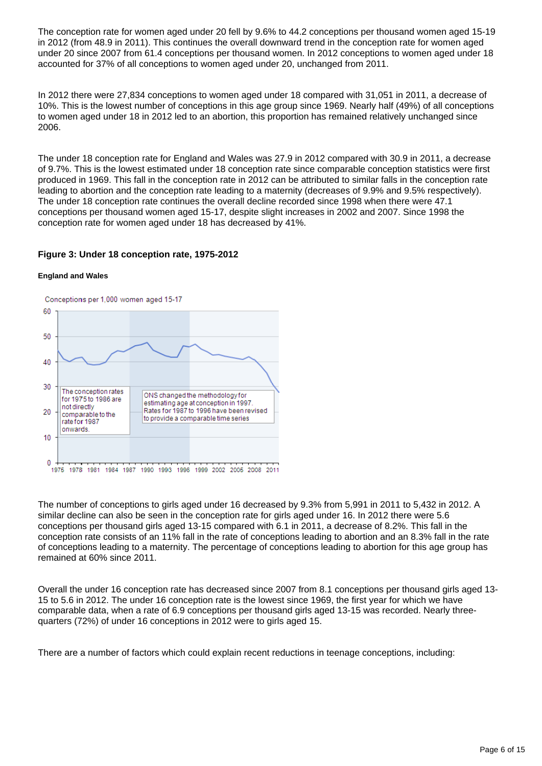The conception rate for women aged under 20 fell by 9.6% to 44.2 conceptions per thousand women aged 15-19 in 2012 (from 48.9 in 2011). This continues the overall downward trend in the conception rate for women aged under 20 since 2007 from 61.4 conceptions per thousand women. In 2012 conceptions to women aged under 18 accounted for 37% of all conceptions to women aged under 20, unchanged from 2011.

In 2012 there were 27,834 conceptions to women aged under 18 compared with 31,051 in 2011, a decrease of 10%. This is the lowest number of conceptions in this age group since 1969. Nearly half (49%) of all conceptions to women aged under 18 in 2012 led to an abortion, this proportion has remained relatively unchanged since 2006.

The under 18 conception rate for England and Wales was 27.9 in 2012 compared with 30.9 in 2011, a decrease of 9.7%. This is the lowest estimated under 18 conception rate since comparable conception statistics were first produced in 1969. This fall in the conception rate in 2012 can be attributed to similar falls in the conception rate leading to abortion and the conception rate leading to a maternity (decreases of 9.9% and 9.5% respectively). The under 18 conception rate continues the overall decline recorded since 1998 when there were 47.1 conceptions per thousand women aged 15-17, despite slight increases in 2002 and 2007. Since 1998 the conception rate for women aged under 18 has decreased by 41%.

**Figure 3: Under 18 conception rate, 1975-2012**

**England and Wales**

Conceptions per 1,000 women aged 15-17

The conception rates for 1975 to 1986 are not directly comparable to the rate for 1987 onwards.

ONS changed the methodology for estimating age at conception in 1997. Rates for 1987 to 1996 have been revised to provide a comparable time series

The number of conceptions to girls aged under 16 decreased by 9.3% from 5,991 in 2011 to 5,432 in 2012. A similar decline can also be seen in the conception rate for girls aged under 16. In 2012 there were 5.6 conceptions per thousand girls aged 13-15 compared with 6.1 in 2011, a decrease of 8.2%. This fall in the conception rate consists of an 11% fall in the rate of conceptions leading to abortion and an 8.3% fall in the rate of conceptions leading to a maternity. The percentage of conceptions leading to abortion for this age group has remained at 60% since 2011.

Overall the under 16 conception rate has decreased since 2007 from 8.1 conceptions per thousand girls aged 13-15 to 5.6 in 2012. The under 16 conception rate is the lowest since 1969, the first year for which we have comparable data, when a rate of 6.9 conceptions per thousand girls aged 13-15 was recorded. Nearly three-quarters (72%) of under 16 conceptions in 2012 were to girls aged 15.

There are a number of factors which could explain recent reductions in teenage conceptions, including: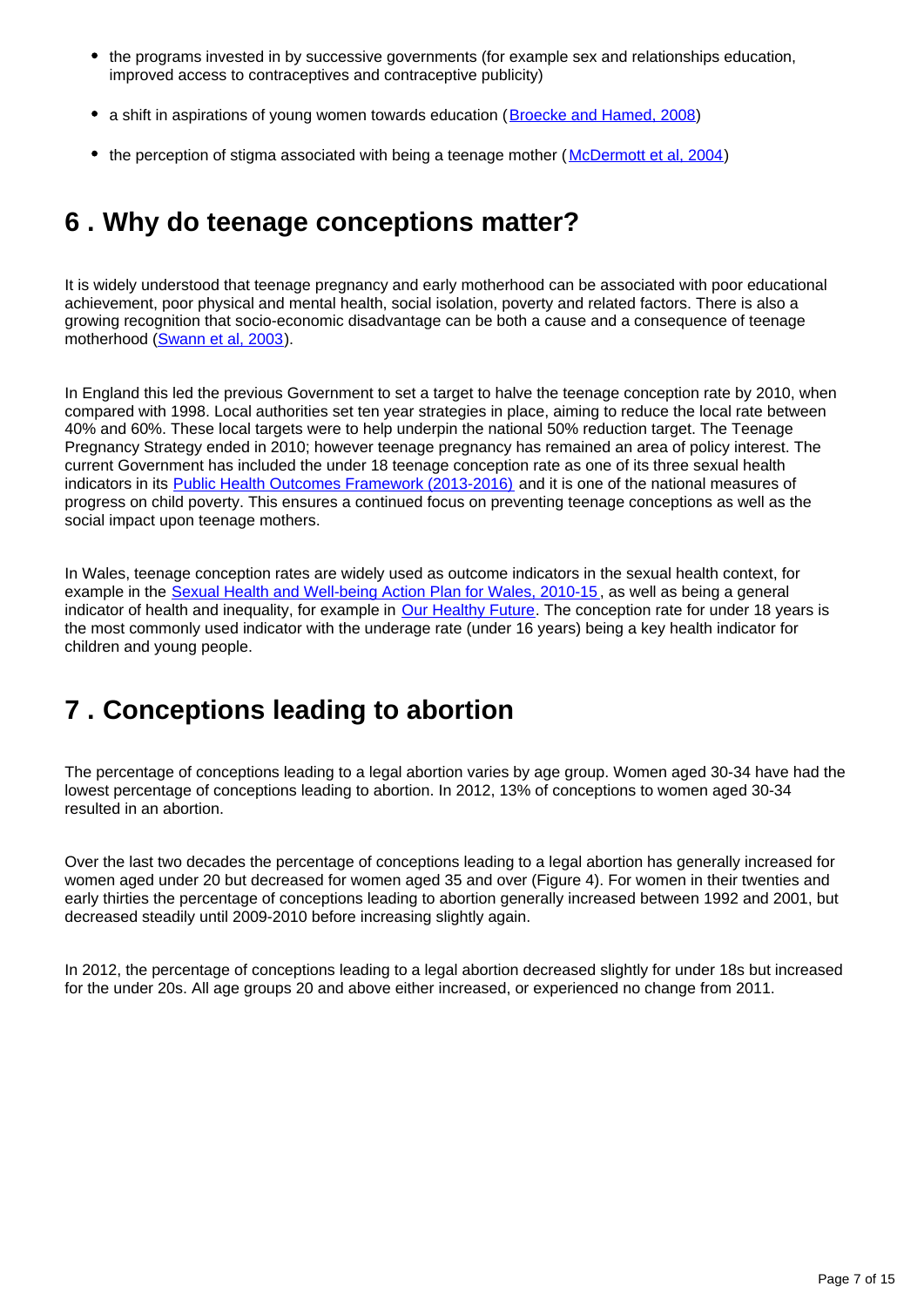- the programs invested in by successive governments (for example sex and relationships education, improved access to contraceptives and contraceptive publicity)
- a shift in aspirations of young women towards education (Broecke and Hamed, 2008)
- the perception of stigma associated with being a teenage mother (McDermott et al, 2004)

## 6 . Why do teenage conceptions matter?

It is widely understood that teenage pregnancy and early motherhood can be associated with poor educational achievement, poor physical and mental health, social isolation, poverty and related factors. There is also a growing recognition that socio-economic disadvantage can be both a cause and a consequence of teenage motherhood (Swann et al, 2003).

In England this led the previous Government to set a target to halve the teenage conception rate by 2010, when compared with 1998. Local authorities set ten year strategies in place, aiming to reduce the local rate between 40% and 60%. These local targets were to help underpin the national 50% reduction target. The Teenage Pregnancy Strategy ended in 2010; however teenage pregnancy has remained an area of policy interest. The current Government has included the under 18 teenage conception rate as one of its three sexual health indicators in its Public Health Outcomes Framework (2013-2016) and it is one of the national measures of progress on child poverty. This ensures a continued focus on preventing teenage conceptions as well as the social impact upon teenage mothers.

In Wales, teenage conception rates are widely used as outcome indicators in the sexual health context, for example in the Sexual Health and Well-being Action Plan for Wales, 2010-15, as well as being a general indicator of health and inequality, for example in Our Healthy Future. The conception rate for under 18 years is the most commonly used indicator with the underage rate (under 16 years) being a key health indicator for children and young people.

## 7 . Conceptions leading to abortion

The percentage of conceptions leading to a legal abortion varies by age group. Women aged 30-34 have had the lowest percentage of conceptions leading to abortion. In 2012, 13% of conceptions to women aged 30-34 resulted in an abortion.

Over the last two decades the percentage of conceptions leading to a legal abortion has generally increased for women aged under 20 but decreased for women aged 35 and over (Figure 4). For women in their twenties and early thirties the percentage of conceptions leading to abortion generally increased between 1992 and 2001, but decreased steadily until 2009-2010 before increasing slightly again.

In 2012, the percentage of conceptions leading to a legal abortion decreased slightly for under 18s but increased for the under 20s. All age groups 20 and above either increased, or experienced no change from 2011.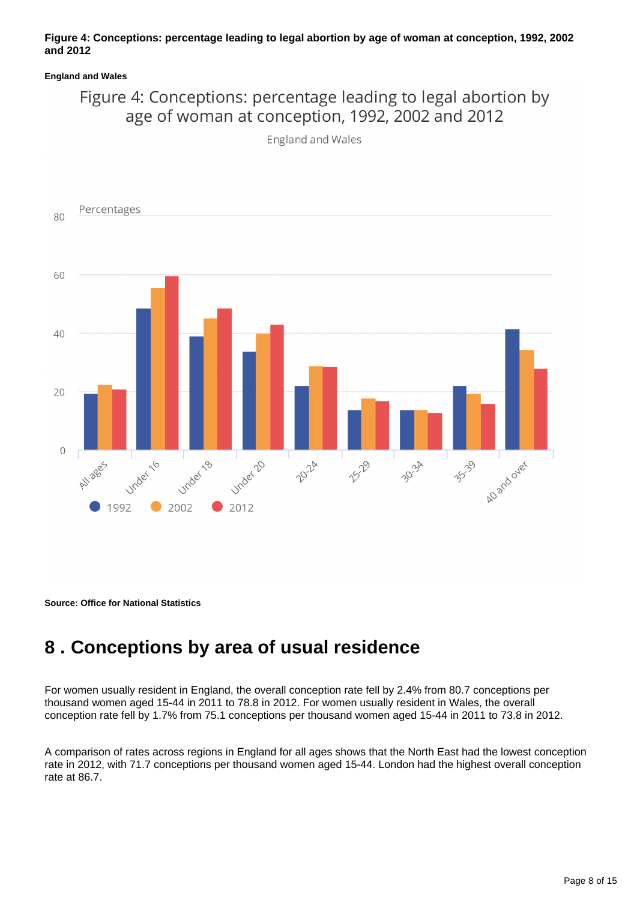**Figure 4: Conceptions: percentage leading to legal abortion by age of woman at conception, 1992, 2002 and 2012**

**England and Wales**

Figure 4: Conceptions: percentage leading to legal abortion by age of woman at conception, 1992, 2002 and 2012

England and Wales

Percentages

80

60

40

20

0

All ages, Under 16, Under 18, Under 20, 20-24, 25-29, 30-34, 35-39, 40 and over

1992 2002 2012

**Source: Office for National Statistics**

# 8 . Conceptions by area of usual residence

For women usually resident in England, the overall conception rate fell by 2.4% from 80.7 conceptions per thousand women aged 15-44 in 2011 to 78.8 in 2012. For women usually resident in Wales, the overall conception rate fell by 1.7% from 75.1 conceptions per thousand women aged 15-44 in 2011 to 73.8 in 2012.

A comparison of rates across regions in England for all ages shows that the North East had the lowest conception rate in 2012, with 71.7 conceptions per thousand women aged 15-44. London had the highest overall conception rate at 86.7.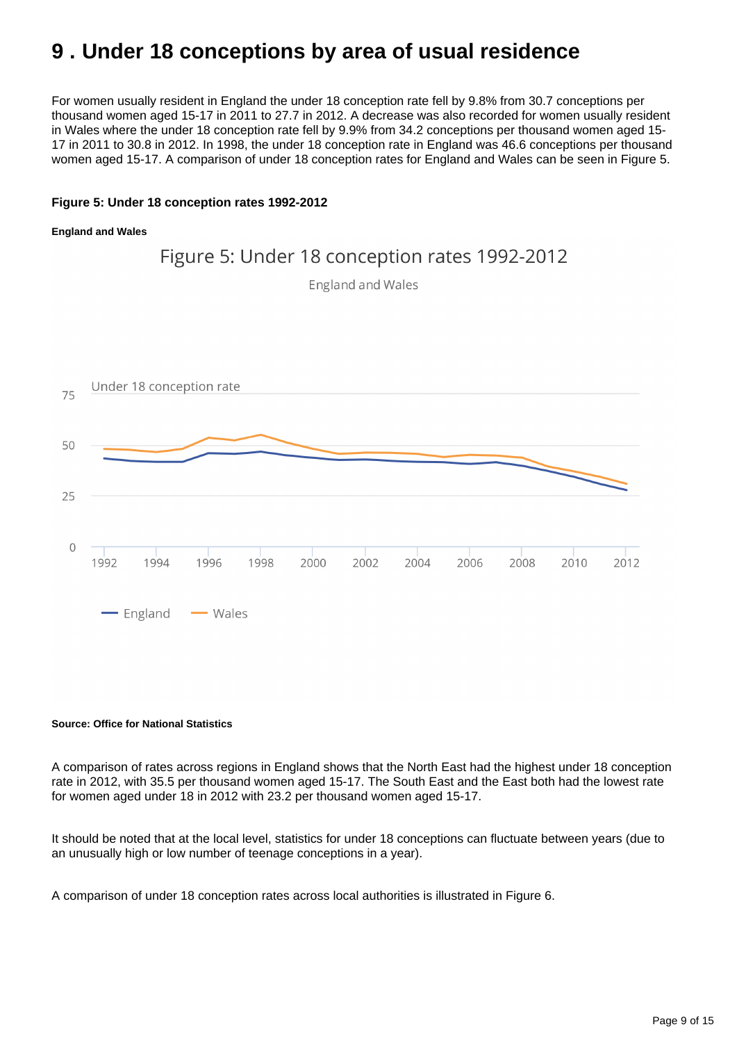# 9 . Under 18 conceptions by area of usual residence

For women usually resident in England the under 18 conception rate fell by 9.8% from 30.7 conceptions per thousand women aged 15-17 in 2011 to 27.7 in 2012. A decrease was also recorded for women usually resident in Wales where the under 18 conception rate fell by 9.9% from 34.2 conceptions per thousand women aged 15-17 in 2011 to 30.8 in 2012. In 1998, the under 18 conception rate in England was 46.6 conceptions per thousand women aged 15-17. A comparison of under 18 conception rates for England and Wales can be seen in Figure 5.

**Figure 5: Under 18 conception rates 1992-2012**

**England and Wales**

**Source: Office for National Statistics**

A comparison of rates across regions in England shows that the North East had the highest under 18 conception rate in 2012, with 35.5 per thousand women aged 15-17. The South East and the East both had the lowest rate for women aged under 18 in 2012 with 23.2 per thousand women aged 15-17.

It should be noted that at the local level, statistics for under 18 conceptions can fluctuate between years (due to an unusually high or low number of teenage conceptions in a year).

A comparison of under 18 conception rates across local authorities is illustrated in Figure 6.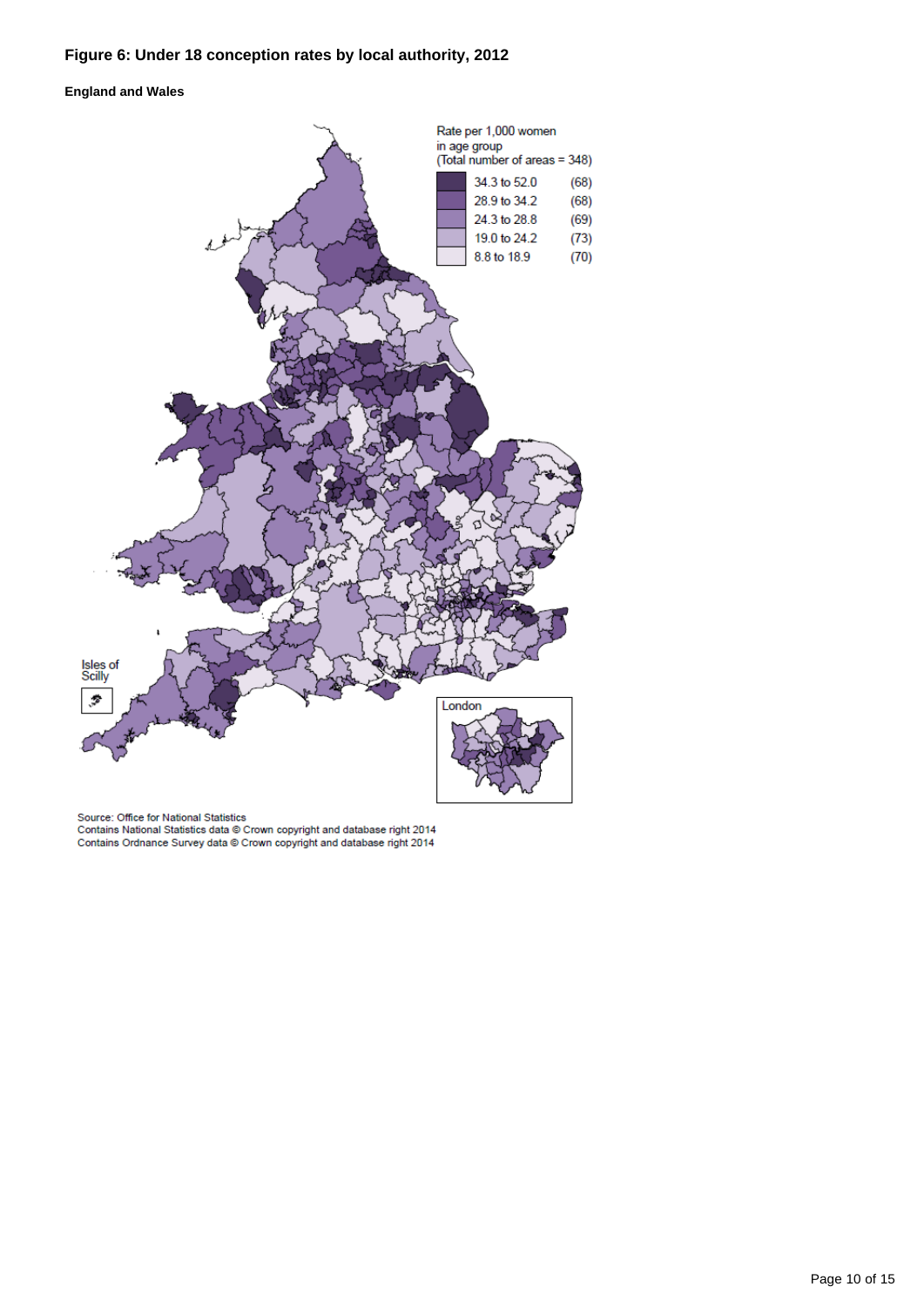### Figure 6: Under 18 conception rates by local authority, 2012

**England and Wales**

Rate per 1,000 women in age group
(Total number of areas = 348)

| Rate | Number of areas |
| --- | --- |
| 34.3 to 52.0 | (68) |
| 28.9 to 34.2 | (68) |
| 24.3 to 28.8 | (69) |
| 19.0 to 24.2 | (73) |
| 8.8 to 18.9 | (70) |

Isles of Scilly

London

Source: Office for National Statistics
Contains National Statistics data © Crown copyright and database right 2014
Contains Ordnance Survey data © Crown copyright and database right 2014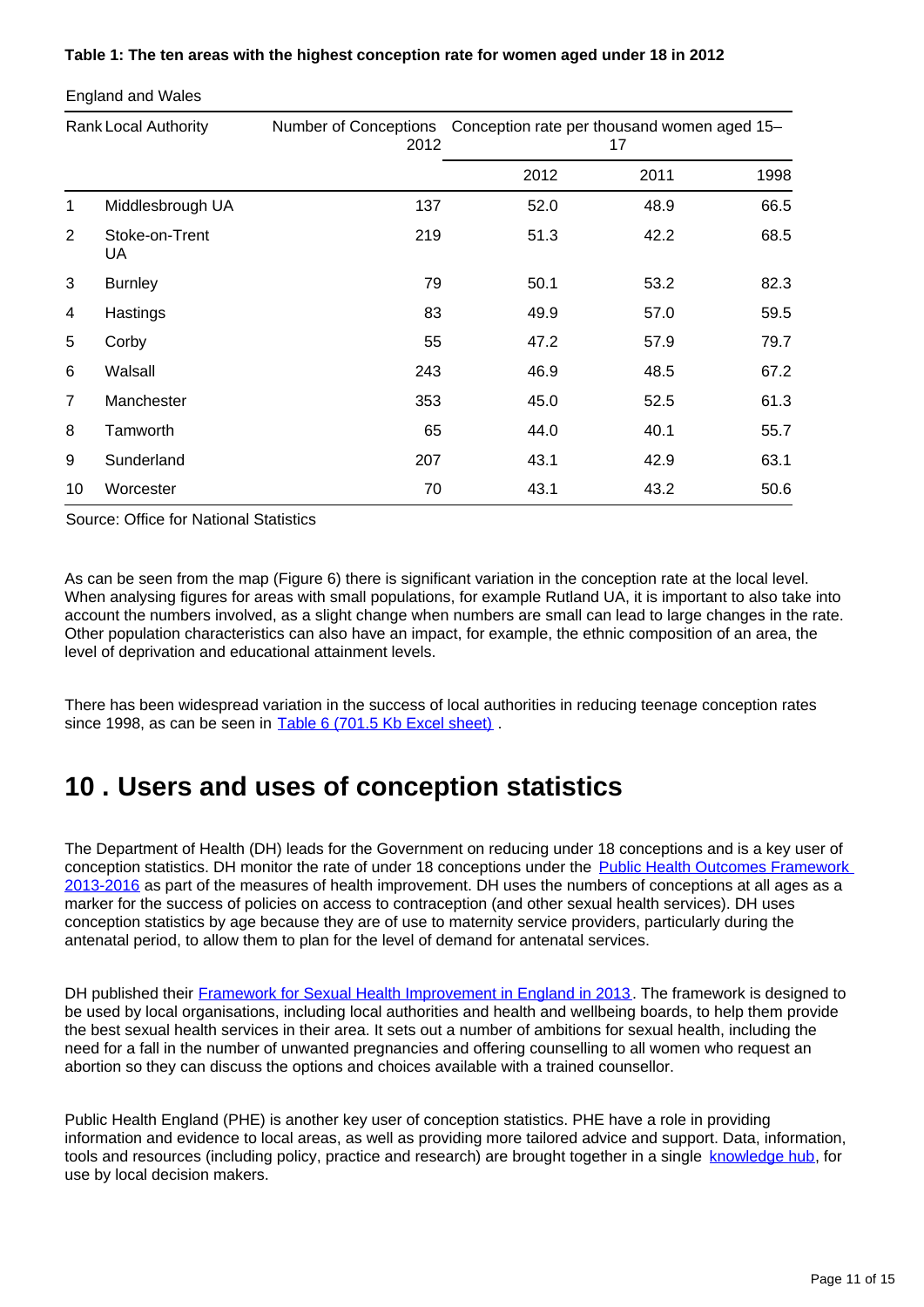**Table 1: The ten areas with the highest conception rate for women aged under 18 in 2012**

England and Wales

| Rank | Local Authority | Number of Conceptions 2012 | Conception rate per thousand women aged 15–17 | | |
|---|---|---|---|---|---|
| | | | 2012 | 2011 | 1998 |
| 1 | Middlesbrough UA | 137 | 52.0 | 48.9 | 66.5 |
| 2 | Stoke-on-Trent UA | 219 | 51.3 | 42.2 | 68.5 |
| 3 | Burnley | 79 | 50.1 | 53.2 | 82.3 |
| 4 | Hastings | 83 | 49.9 | 57.0 | 59.5 |
| 5 | Corby | 55 | 47.2 | 57.9 | 79.7 |
| 6 | Walsall | 243 | 46.9 | 48.5 | 67.2 |
| 7 | Manchester | 353 | 45.0 | 52.5 | 61.3 |
| 8 | Tamworth | 65 | 44.0 | 40.1 | 55.7 |
| 9 | Sunderland | 207 | 43.1 | 42.9 | 63.1 |
| 10 | Worcester | 70 | 43.1 | 43.2 | 50.6 |

Source: Office for National Statistics

As can be seen from the map (Figure 6) there is significant variation in the conception rate at the local level. When analysing figures for areas with small populations, for example Rutland UA, it is important to also take into account the numbers involved, as a slight change when numbers are small can lead to large changes in the rate. Other population characteristics can also have an impact, for example, the ethnic composition of an area, the level of deprivation and educational attainment levels.

There has been widespread variation in the success of local authorities in reducing teenage conception rates since 1998, as can be seen in Table 6 (701.5 Kb Excel sheet) .

# 10 . Users and uses of conception statistics

The Department of Health (DH) leads for the Government on reducing under 18 conceptions and is a key user of conception statistics. DH monitor the rate of under 18 conceptions under the Public Health Outcomes Framework 2013-2016 as part of the measures of health improvement. DH uses the numbers of conceptions at all ages as a marker for the success of policies on access to contraception (and other sexual health services). DH uses conception statistics by age because they are of use to maternity service providers, particularly during the antenatal period, to allow them to plan for the level of demand for antenatal services.

DH published their Framework for Sexual Health Improvement in England in 2013. The framework is designed to be used by local organisations, including local authorities and health and wellbeing boards, to help them provide the best sexual health services in their area. It sets out a number of ambitions for sexual health, including the need for a fall in the number of unwanted pregnancies and offering counselling to all women who request an abortion so they can discuss the options and choices available with a trained counsellor.

Public Health England (PHE) is another key user of conception statistics. PHE have a role in providing information and evidence to local areas, as well as providing more tailored advice and support. Data, information, tools and resources (including policy, practice and research) are brought together in a single knowledge hub, for use by local decision makers.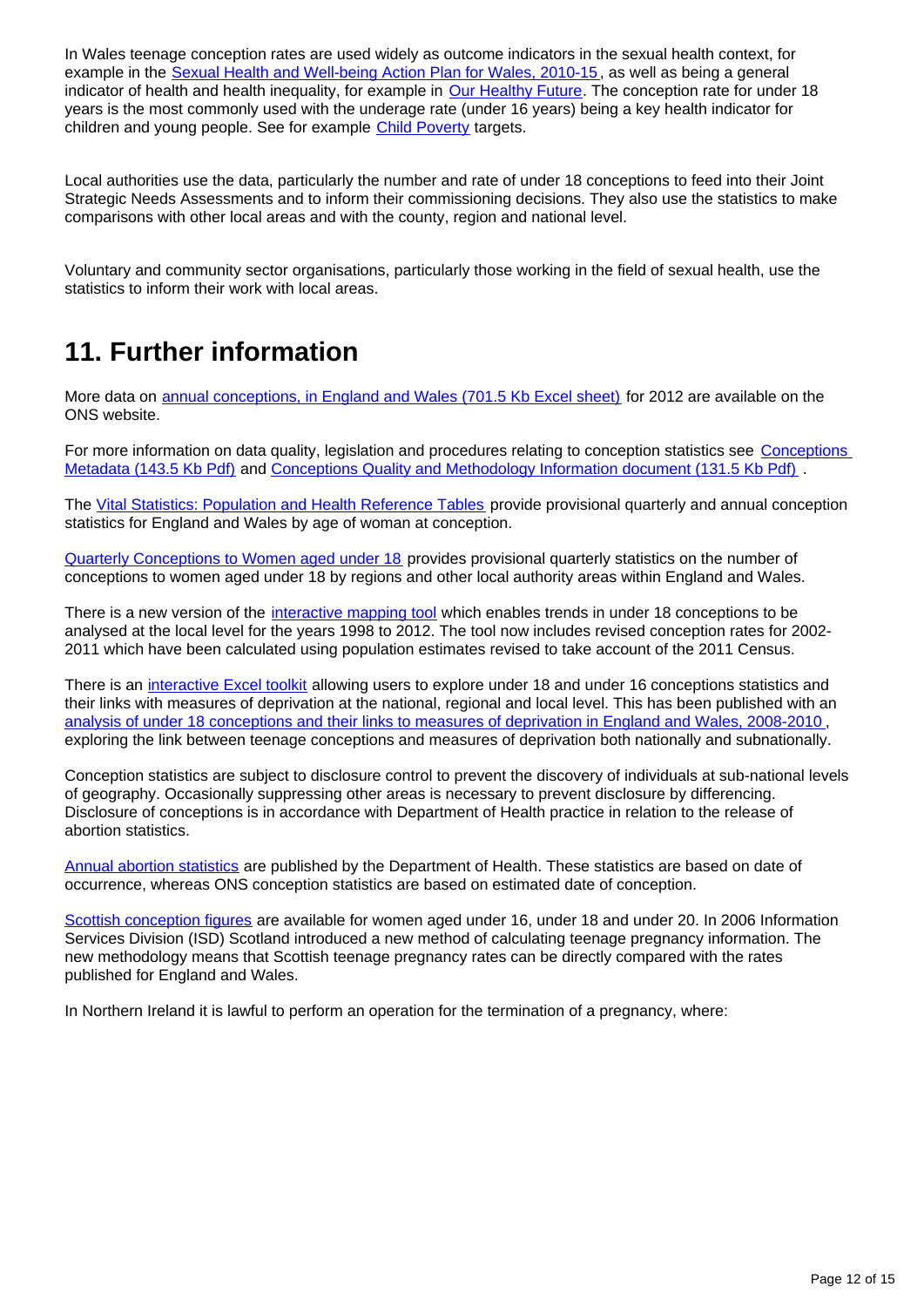In Wales teenage conception rates are used widely as outcome indicators in the sexual health context, for example in the Sexual Health and Well-being Action Plan for Wales, 2010-15, as well as being a general indicator of health and health inequality, for example in Our Healthy Future. The conception rate for under 18 years is the most commonly used with the underage rate (under 16 years) being a key health indicator for children and young people. See for example Child Poverty targets.

Local authorities use the data, particularly the number and rate of under 18 conceptions to feed into their Joint Strategic Needs Assessments and to inform their commissioning decisions. They also use the statistics to make comparisons with other local areas and with the county, region and national level.

Voluntary and community sector organisations, particularly those working in the field of sexual health, use the statistics to inform their work with local areas.

## 11. Further information

More data on annual conceptions, in England and Wales (701.5 Kb Excel sheet) for 2012 are available on the ONS website.

For more information on data quality, legislation and procedures relating to conception statistics see Conceptions Metadata (143.5 Kb Pdf) and Conceptions Quality and Methodology Information document (131.5 Kb Pdf) .

The Vital Statistics: Population and Health Reference Tables provide provisional quarterly and annual conception statistics for England and Wales by age of woman at conception.

Quarterly Conceptions to Women aged under 18 provides provisional quarterly statistics on the number of conceptions to women aged under 18 by regions and other local authority areas within England and Wales.

There is a new version of the interactive mapping tool which enables trends in under 18 conceptions to be analysed at the local level for the years 1998 to 2012. The tool now includes revised conception rates for 2002-2011 which have been calculated using population estimates revised to take account of the 2011 Census.

There is an interactive Excel toolkit allowing users to explore under 18 and under 16 conceptions statistics and their links with measures of deprivation at the national, regional and local level. This has been published with an analysis of under 18 conceptions and their links to measures of deprivation in England and Wales, 2008-2010 , exploring the link between teenage conceptions and measures of deprivation both nationally and subnationally.

Conception statistics are subject to disclosure control to prevent the discovery of individuals at sub-national levels of geography. Occasionally suppressing other areas is necessary to prevent disclosure by differencing. Disclosure of conceptions is in accordance with Department of Health practice in relation to the release of abortion statistics.

Annual abortion statistics are published by the Department of Health. These statistics are based on date of occurrence, whereas ONS conception statistics are based on estimated date of conception.

Scottish conception figures are available for women aged under 16, under 18 and under 20. In 2006 Information Services Division (ISD) Scotland introduced a new method of calculating teenage pregnancy information. The new methodology means that Scottish teenage pregnancy rates can be directly compared with the rates published for England and Wales.

In Northern Ireland it is lawful to perform an operation for the termination of a pregnancy, where: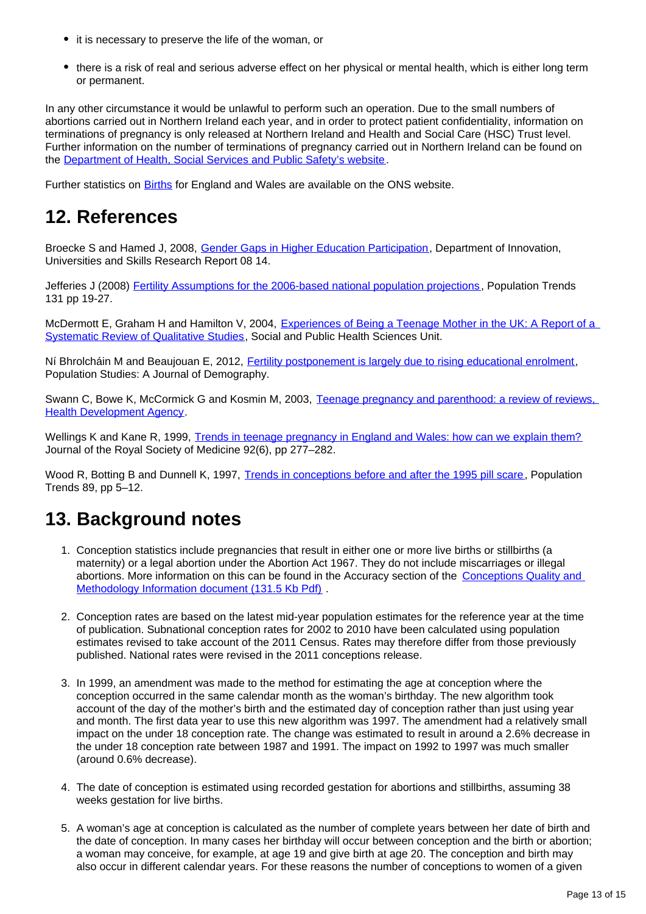- it is necessary to preserve the life of the woman, or

- there is a risk of real and serious adverse effect on her physical or mental health, which is either long term or permanent.

In any other circumstance it would be unlawful to perform such an operation. Due to the small numbers of abortions carried out in Northern Ireland each year, and in order to protect patient confidentiality, information on terminations of pregnancy is only released at Northern Ireland and Health and Social Care (HSC) Trust level. Further information on the number of terminations of pregnancy carried out in Northern Ireland can be found on the Department of Health, Social Services and Public Safety's website.

Further statistics on Births for England and Wales are available on the ONS website.

## 12. References

Broecke S and Hamed J, 2008, Gender Gaps in Higher Education Participation, Department of Innovation, Universities and Skills Research Report 08 14.

Jefferies J (2008) Fertility Assumptions for the 2006-based national population projections, Population Trends 131 pp 19-27.

McDermott E, Graham H and Hamilton V, 2004, Experiences of Being a Teenage Mother in the UK: A Report of a Systematic Review of Qualitative Studies, Social and Public Health Sciences Unit.

Ní Bhrolcháin M and Beaujouan E, 2012, Fertility postponement is largely due to rising educational enrolment, Population Studies: A Journal of Demography.

Swann C, Bowe K, McCormick G and Kosmin M, 2003, Teenage pregnancy and parenthood: a review of reviews, Health Development Agency.

Wellings K and Kane R, 1999, Trends in teenage pregnancy in England and Wales: how can we explain them? Journal of the Royal Society of Medicine 92(6), pp 277–282.

Wood R, Botting B and Dunnell K, 1997, Trends in conceptions before and after the 1995 pill scare, Population Trends 89, pp 5–12.

## 13. Background notes

1. Conception statistics include pregnancies that result in either one or more live births or stillbirths (a maternity) or a legal abortion under the Abortion Act 1967. They do not include miscarriages or illegal abortions. More information on this can be found in the Accuracy section of the Conceptions Quality and Methodology Information document (131.5 Kb Pdf) .

2. Conception rates are based on the latest mid-year population estimates for the reference year at the time of publication. Subnational conception rates for 2002 to 2010 have been calculated using population estimates revised to take account of the 2011 Census. Rates may therefore differ from those previously published. National rates were revised in the 2011 conceptions release.

3. In 1999, an amendment was made to the method for estimating the age at conception where the conception occurred in the same calendar month as the woman's birthday. The new algorithm took account of the day of the mother's birth and the estimated day of conception rather than just using year and month. The first data year to use this new algorithm was 1997. The amendment had a relatively small impact on the under 18 conception rate. The change was estimated to result in around a 2.6% decrease in the under 18 conception rate between 1987 and 1991. The impact on 1992 to 1997 was much smaller (around 0.6% decrease).

4. The date of conception is estimated using recorded gestation for abortions and stillbirths, assuming 38 weeks gestation for live births.

5. A woman's age at conception is calculated as the number of complete years between her date of birth and the date of conception. In many cases her birthday will occur between conception and the birth or abortion; a woman may conceive, for example, at age 19 and give birth at age 20. The conception and birth may also occur in different calendar years. For these reasons the number of conceptions to women of a given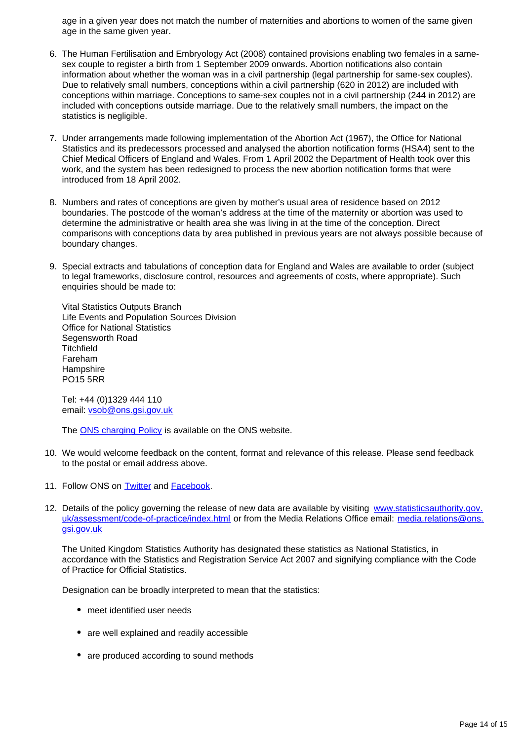age in a given year does not match the number of maternities and abortions to women of the same given age in the same given year.

6. The Human Fertilisation and Embryology Act (2008) contained provisions enabling two females in a same-sex couple to register a birth from 1 September 2009 onwards. Abortion notifications also contain information about whether the woman was in a civil partnership (legal partnership for same-sex couples). Due to relatively small numbers, conceptions within a civil partnership (620 in 2012) are included with conceptions within marriage. Conceptions to same-sex couples not in a civil partnership (244 in 2012) are included with conceptions outside marriage. Due to the relatively small numbers, the impact on the statistics is negligible.

7. Under arrangements made following implementation of the Abortion Act (1967), the Office for National Statistics and its predecessors processed and analysed the abortion notification forms (HSA4) sent to the Chief Medical Officers of England and Wales. From 1 April 2002 the Department of Health took over this work, and the system has been redesigned to process the new abortion notification forms that were introduced from 18 April 2002.

8. Numbers and rates of conceptions are given by mother's usual area of residence based on 2012 boundaries. The postcode of the woman's address at the time of the maternity or abortion was used to determine the administrative or health area she was living in at the time of the conception. Direct comparisons with conceptions data by area published in previous years are not always possible because of boundary changes.

9. Special extracts and tabulations of conception data for England and Wales are available to order (subject to legal frameworks, disclosure control, resources and agreements of costs, where appropriate). Such enquiries should be made to:

   Vital Statistics Outputs Branch
   Life Events and Population Sources Division
   Office for National Statistics
   Segensworth Road
   Titchfield
   Fareham
   Hampshire
   PO15 5RR

   Tel: +44 (0)1329 444 110
   email: vsob@ons.gsi.gov.uk

   The ONS charging Policy is available on the ONS website.

10. We would welcome feedback on the content, format and relevance of this release. Please send feedback to the postal or email address above.

11. Follow ONS on Twitter and Facebook.

12. Details of the policy governing the release of new data are available by visiting www.statisticsauthority.gov.uk/assessment/code-of-practice/index.html or from the Media Relations Office email: media.relations@ons.gsi.gov.uk

    The United Kingdom Statistics Authority has designated these statistics as National Statistics, in accordance with the Statistics and Registration Service Act 2007 and signifying compliance with the Code of Practice for Official Statistics.

    Designation can be broadly interpreted to mean that the statistics:

    - meet identified user needs
    - are well explained and readily accessible
    - are produced according to sound methods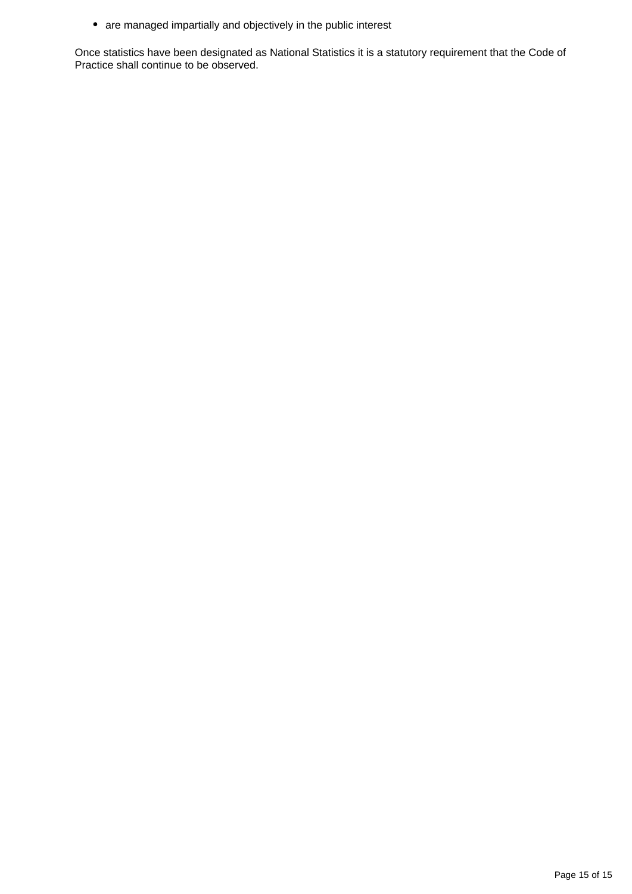- are managed impartially and objectively in the public interest

Once statistics have been designated as National Statistics it is a statutory requirement that the Code of Practice shall continue to be observed.